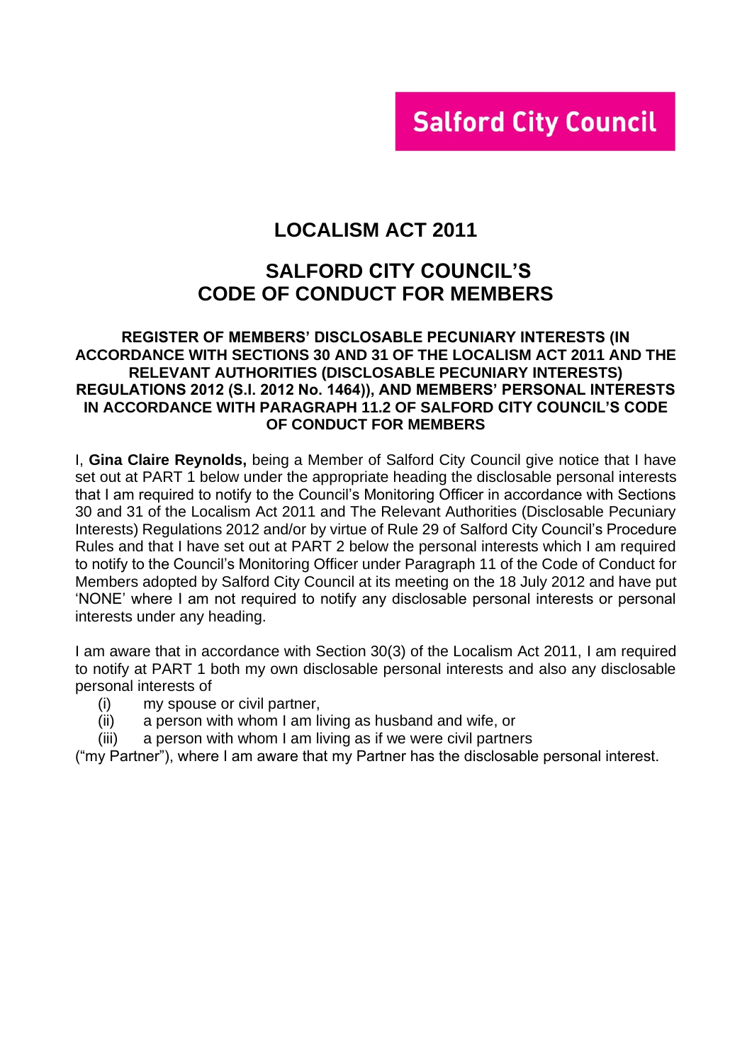Salford City Council

# LOCALISM ACT 2011

## SALFORD CITY COUNCIL'S CODE OF CONDUCT FOR MEMBERS

### REGISTER OF MEMBERS' DISCLOSABLE PECUNIARY INTERESTS (IN ACCORDANCE WITH SECTIONS 30 AND 31 OF THE LOCALISM ACT 2011 AND THE RELEVANT AUTHORITIES (DISCLOSABLE PECUNIARY INTERESTS) REGULATIONS 2012 (S.I. 2012 No. 1464)), AND MEMBERS' PERSONAL INTERESTS IN ACCORDANCE WITH PARAGRAPH 11.2 OF SALFORD CITY COUNCIL'S CODE OF CONDUCT FOR MEMBERS

I, **Gina Claire Reynolds,** being a Member of Salford City Council give notice that I have set out at PART 1 below under the appropriate heading the disclosable personal interests that I am required to notify to the Council's Monitoring Officer in accordance with Sections 30 and 31 of the Localism Act 2011 and The Relevant Authorities (Disclosable Pecuniary Interests) Regulations 2012 and/or by virtue of Rule 29 of Salford City Council's Procedure Rules and that I have set out at PART 2 below the personal interests which I am required to notify to the Council's Monitoring Officer under Paragraph 11 of the Code of Conduct for Members adopted by Salford City Council at its meeting on the 18 July 2012 and have put 'NONE' where I am not required to notify any disclosable personal interests or personal interests under any heading.

I am aware that in accordance with Section 30(3) of the Localism Act 2011, I am required to notify at PART 1 both my own disclosable personal interests and also any disclosable personal interests of

- (i) my spouse or civil partner,
- (ii) a person with whom I am living as husband and wife, or
- (iii) a person with whom I am living as if we were civil partners

("my Partner"), where I am aware that my Partner has the disclosable personal interest.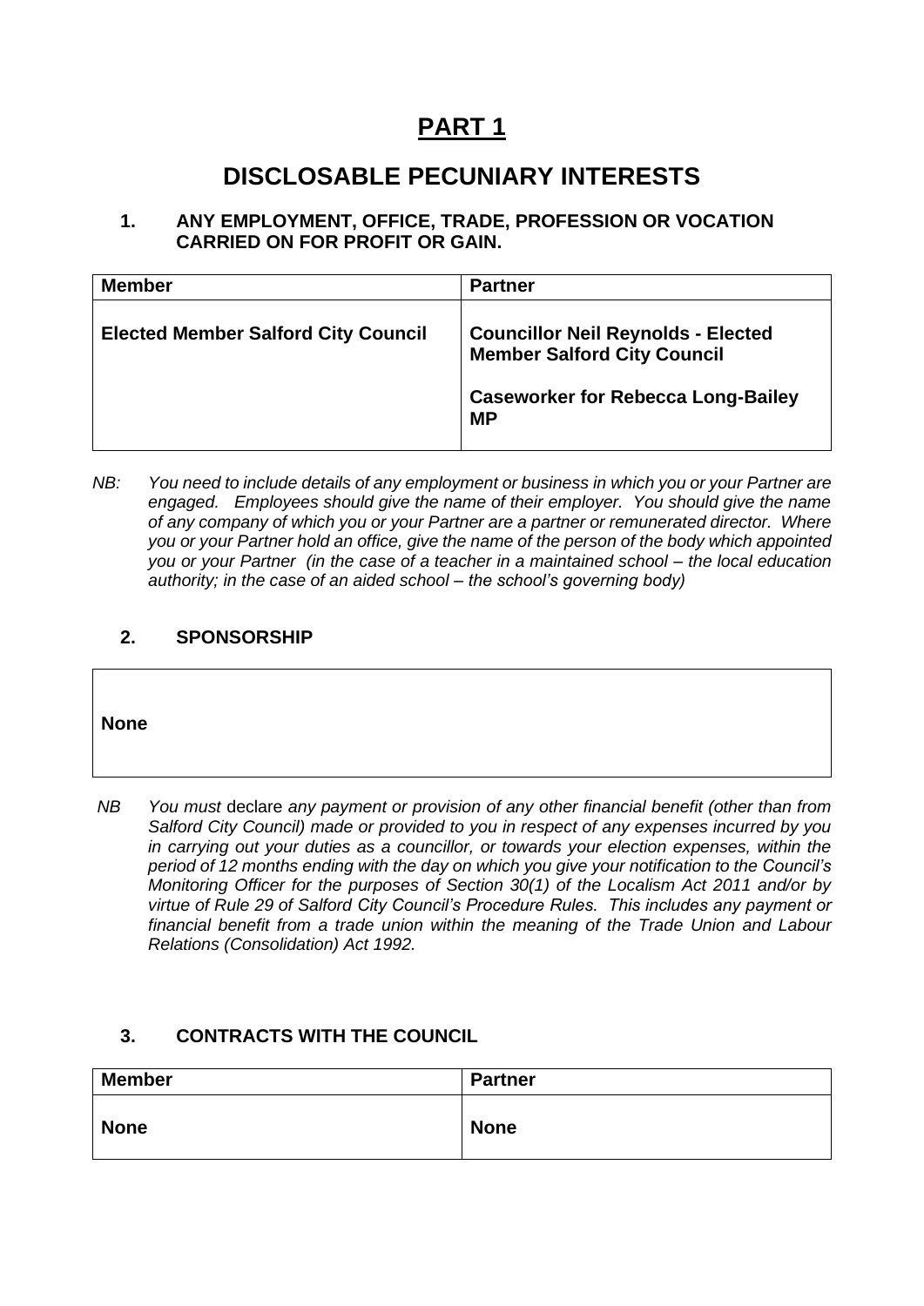# PART 1

## DISCLOSABLE PECUNIARY INTERESTS

### 1. ANY EMPLOYMENT, OFFICE, TRADE, PROFESSION OR VOCATION CARRIED ON FOR PROFIT OR GAIN.

| Member | Partner |
|---|---|
| **Elected Member Salford City Council** | **Councillor Neil Reynolds - Elected Member Salford City Council**<br><br>**Caseworker for Rebecca Long-Bailey MP** |

*NB: You need to include details of any employment or business in which you or your Partner are engaged. Employees should give the name of their employer. You should give the name of any company of which you or your Partner are a partner or remunerated director. Where you or your Partner hold an office, give the name of the person of the body which appointed you or your Partner (in the case of a teacher in a maintained school – the local education authority; in the case of an aided school – the school's governing body)*

### 2. SPONSORSHIP

| None |
|---|

*NB You must* declare *any payment or provision of any other financial benefit (other than from Salford City Council) made or provided to you in respect of any expenses incurred by you in carrying out your duties as a councillor, or towards your election expenses, within the period of 12 months ending with the day on which you give your notification to the Council's Monitoring Officer for the purposes of Section 30(1) of the Localism Act 2011 and/or by virtue of Rule 29 of Salford City Council's Procedure Rules. This includes any payment or financial benefit from a trade union within the meaning of the Trade Union and Labour Relations (Consolidation) Act 1992.*

### 3. CONTRACTS WITH THE COUNCIL

| Member | Partner |
|---|---|
| **None** | **None** |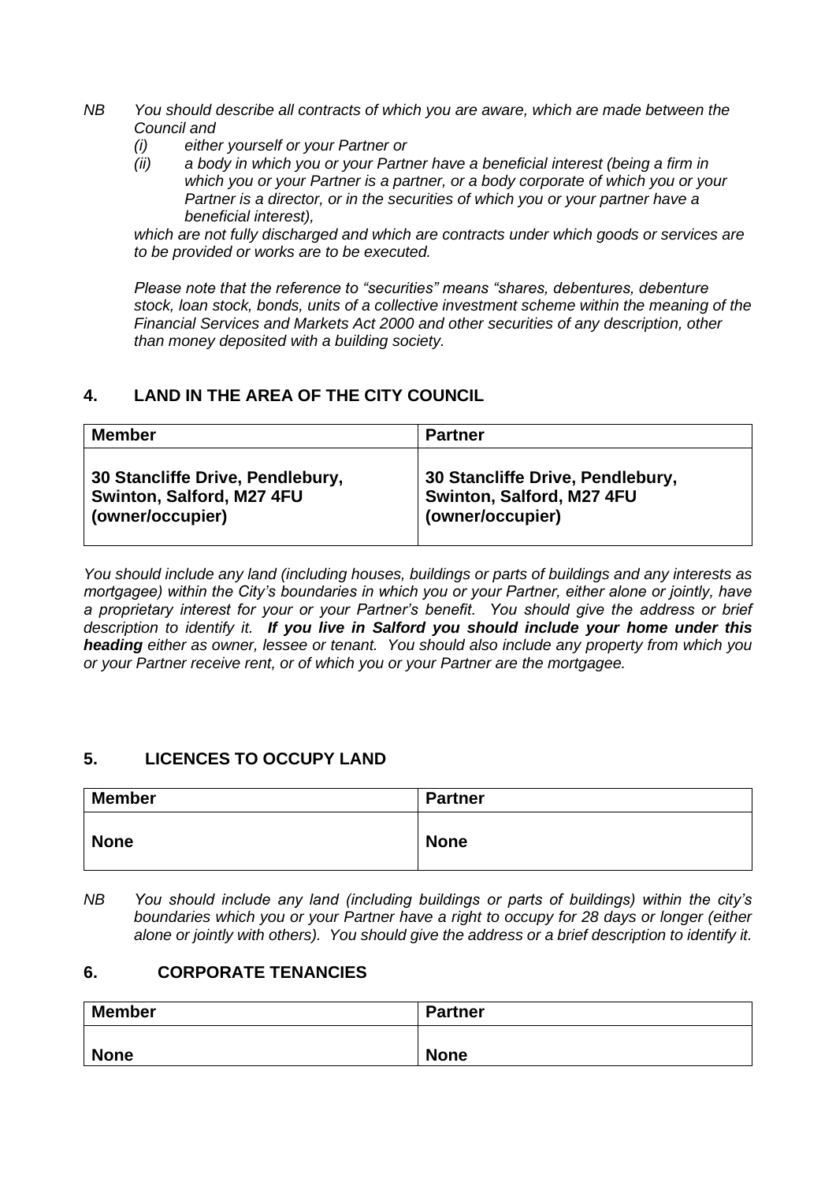*NB You should describe all contracts of which you are aware, which are made between the Council and*

*(i) either yourself or your Partner or*

*(ii) a body in which you or your Partner have a beneficial interest (being a firm in which you or your Partner is a partner, or a body corporate of which you or your Partner is a director, or in the securities of which you or your partner have a beneficial interest),*

*which are not fully discharged and which are contracts under which goods or services are to be provided or works are to be executed.*

*Please note that the reference to "securities" means "shares, debentures, debenture stock, loan stock, bonds, units of a collective investment scheme within the meaning of the Financial Services and Markets Act 2000 and other securities of any description, other than money deposited with a building society.*

## 4. LAND IN THE AREA OF THE CITY COUNCIL

| Member | Partner |
| --- | --- |
| **30 Stancliffe Drive, Pendlebury, Swinton, Salford, M27 4FU (owner/occupier)** | **30 Stancliffe Drive, Pendlebury, Swinton, Salford, M27 4FU (owner/occupier)** |

*You should include any land (including houses, buildings or parts of buildings and any interests as mortgagee) within the City's boundaries in which you or your Partner, either alone or jointly, have a proprietary interest for your or your Partner's benefit. You should give the address or brief description to identify it.* ***If you live in Salford you should include your home under this heading*** *either as owner, lessee or tenant. You should also include any property from which you or your Partner receive rent, or of which you or your Partner are the mortgagee.*

## 5. LICENCES TO OCCUPY LAND

| Member | Partner |
| --- | --- |
| **None** | **None** |

*NB You should include any land (including buildings or parts of buildings) within the city's boundaries which you or your Partner have a right to occupy for 28 days or longer (either alone or jointly with others). You should give the address or a brief description to identify it.*

## 6. CORPORATE TENANCIES

| Member | Partner |
| --- | --- |
| **None** | **None** |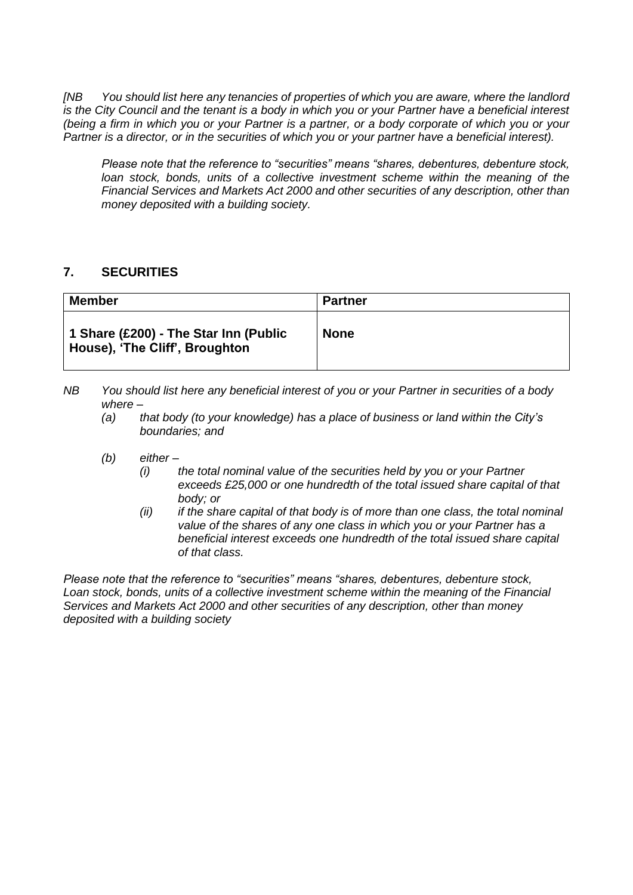*[NB You should list here any tenancies of properties of which you are aware, where the landlord is the City Council and the tenant is a body in which you or your Partner have a beneficial interest (being a firm in which you or your Partner is a partner, or a body corporate of which you or your Partner is a director, or in the securities of which you or your partner have a beneficial interest).*

*Please note that the reference to "securities" means "shares, debentures, debenture stock, loan stock, bonds, units of a collective investment scheme within the meaning of the Financial Services and Markets Act 2000 and other securities of any description, other than money deposited with a building society.*

## 7. SECURITIES

| Member | Partner |
|---|---|
| **1 Share (£200) - The Star Inn (Public House), 'The Cliff', Broughton** | **None** |

*NB You should list here any beneficial interest of you or your Partner in securities of a body where –*

*(a) that body (to your knowledge) has a place of business or land within the City's boundaries; and*

*(b) either –*

*(i) the total nominal value of the securities held by you or your Partner exceeds £25,000 or one hundredth of the total issued share capital of that body; or*

*(ii) if the share capital of that body is of more than one class, the total nominal value of the shares of any one class in which you or your Partner has a beneficial interest exceeds one hundredth of the total issued share capital of that class.*

*Please note that the reference to "securities" means "shares, debentures, debenture stock, Loan stock, bonds, units of a collective investment scheme within the meaning of the Financial Services and Markets Act 2000 and other securities of any description, other than money deposited with a building society*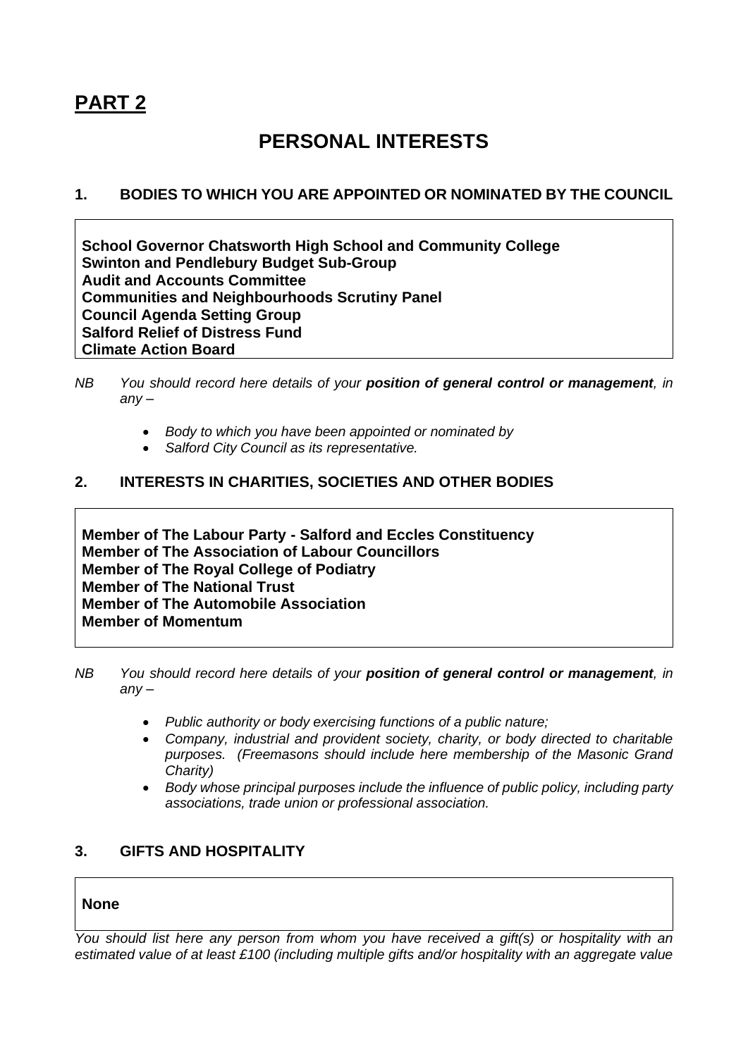# PART 2

## PERSONAL INTERESTS

### 1. BODIES TO WHICH YOU ARE APPOINTED OR NOMINATED BY THE COUNCIL

**School Governor Chatsworth High School and Community College**
**Swinton and Pendlebury Budget Sub-Group**
**Audit and Accounts Committee**
**Communities and Neighbourhoods Scrutiny Panel**
**Council Agenda Setting Group**
**Salford Relief of Distress Fund**
**Climate Action Board**

*NB You should record here details of your* ***position of general control or management****, in any –*

- *Body to which you have been appointed or nominated by*
- *Salford City Council as its representative.*

### 2. INTERESTS IN CHARITIES, SOCIETIES AND OTHER BODIES

**Member of The Labour Party - Salford and Eccles Constituency**
**Member of The Association of Labour Councillors**
**Member of The Royal College of Podiatry**
**Member of The National Trust**
**Member of The Automobile Association**
**Member of Momentum**

*NB You should record here details of your* ***position of general control or management****, in any –*

- *Public authority or body exercising functions of a public nature;*
- *Company, industrial and provident society, charity, or body directed to charitable purposes. (Freemasons should include here membership of the Masonic Grand Charity)*
- *Body whose principal purposes include the influence of public policy, including party associations, trade union or professional association.*

### 3. GIFTS AND HOSPITALITY

**None**

*You should list here any person from whom you have received a gift(s) or hospitality with an estimated value of at least £100 (including multiple gifts and/or hospitality with an aggregate value*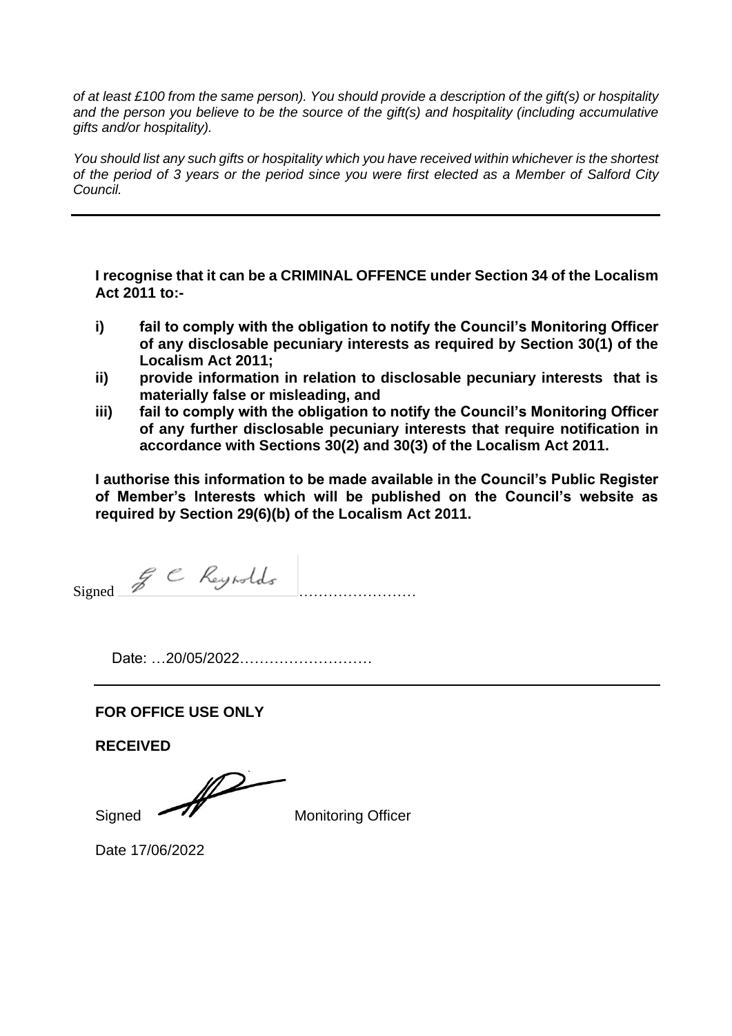*of at least £100 from the same person). You should provide a description of the gift(s) or hospitality and the person you believe to be the source of the gift(s) and hospitality (including accumulative gifts and/or hospitality).*

*You should list any such gifts or hospitality which you have received within whichever is the shortest of the period of 3 years or the period since you were first elected as a Member of Salford City Council.*

---

**I recognise that it can be a CRIMINAL OFFENCE under Section 34 of the Localism Act 2011 to:-**

- **i) fail to comply with the obligation to notify the Council's Monitoring Officer of any disclosable pecuniary interests as required by Section 30(1) of the Localism Act 2011;**
- **ii) provide information in relation to disclosable pecuniary interests that is materially false or misleading, and**
- **iii) fail to comply with the obligation to notify the Council's Monitoring Officer of any further disclosable pecuniary interests that require notification in accordance with Sections 30(2) and 30(3) of the Localism Act 2011.**

**I authorise this information to be made available in the Council's Public Register of Member's Interests which will be published on the Council's website as required by Section 29(6)(b) of the Localism Act 2011.**

Signed G C Reynolds ……………………

Date: …20/05/2022………………………

---

**FOR OFFICE USE ONLY**

**RECEIVED**

Signed Monitoring Officer

Date 17/06/2022